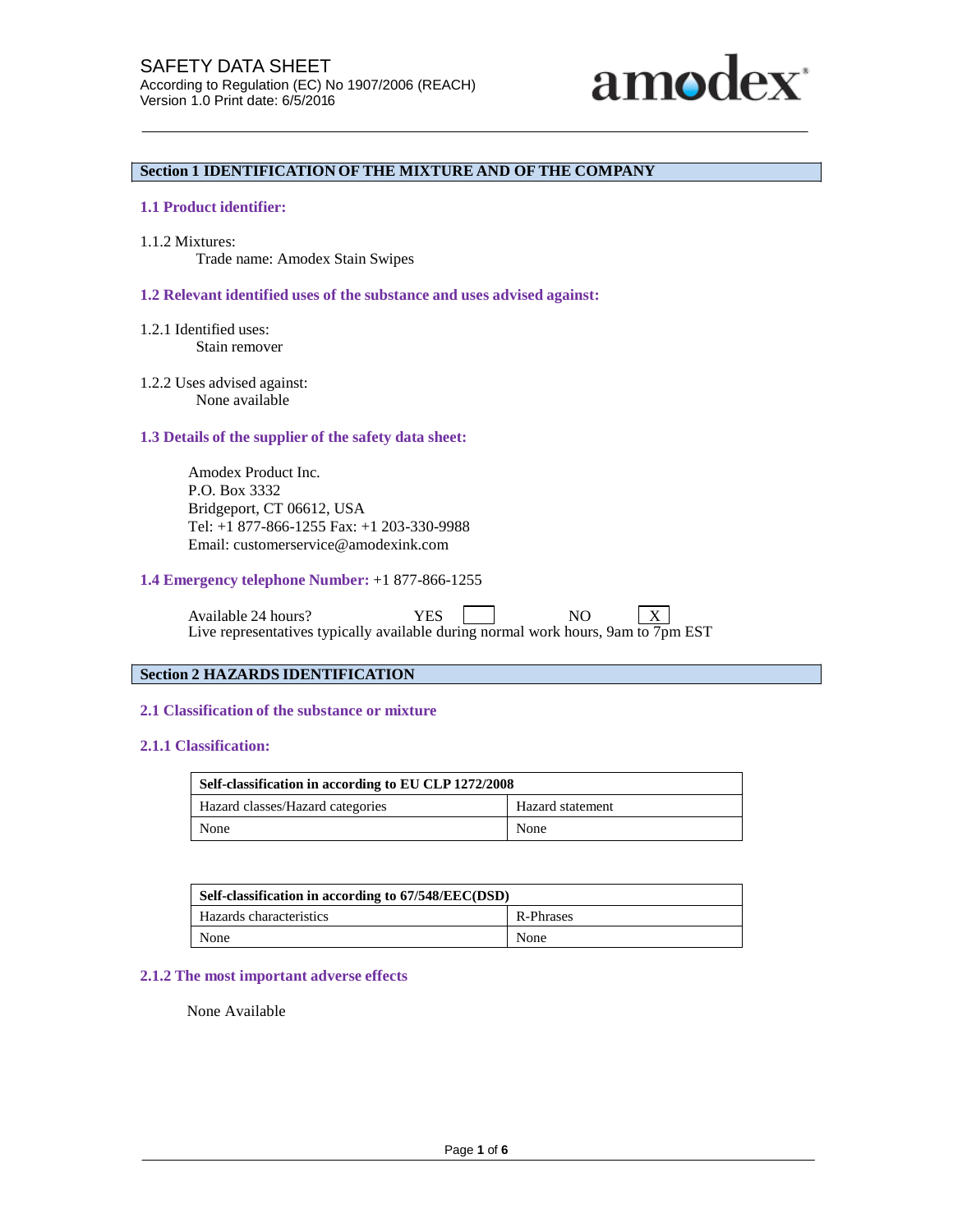SAFETY DATA SHEET
According to Regulation (EC) No 1907/2006 (REACH)
Version 1.0 Print date: 6/5/2016

amodex®

## Section 1 IDENTIFICATION OF THE MIXTURE AND OF THE COMPANY

### 1.1 Product identifier:

1.1.2 Mixtures:
Trade name: Amodex Stain Swipes

### 1.2 Relevant identified uses of the substance and uses advised against:

1.2.1 Identified uses:
Stain remover

1.2.2 Uses advised against:
None available

### 1.3 Details of the supplier of the safety data sheet:

Amodex Product Inc.
P.O. Box 3332
Bridgeport, CT 06612, USA
Tel: +1 877-866-1255 Fax: +1 203-330-9988
Email: customerservice@amodexink.com

### 1.4 Emergency telephone Number: +1 877-866-1255

Available 24 hours? YES [ ] NO [X]
Live representatives typically available during normal work hours, 9am to 7pm EST

## Section 2 HAZARDS IDENTIFICATION

### 2.1 Classification of the substance or mixture

### 2.1.1 Classification:

| Self-classification in according to EU CLP 1272/2008 | |
|---|---|
| Hazard classes/Hazard categories | Hazard statement |
| None | None |

| Self-classification in according to 67/548/EEC(DSD) | |
|---|---|
| Hazards characteristics | R-Phrases |
| None | None |

### 2.1.2 The most important adverse effects

None Available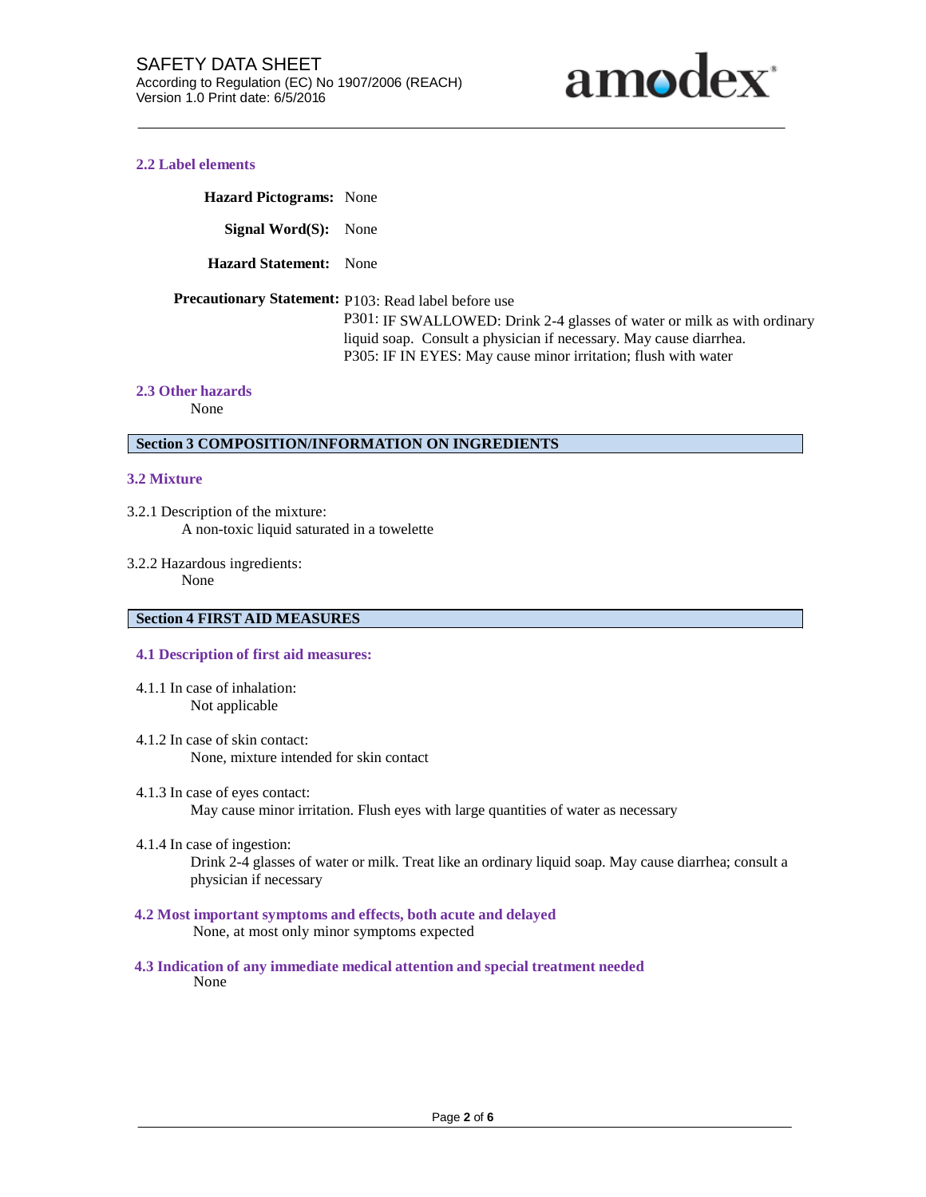### 2.2 Label elements

**Hazard Pictograms:** None

**Signal Word(S):** None

**Hazard Statement:** None

**Precautionary Statement:** P103: Read label before use
P301: IF SWALLOWED: Drink 2-4 glasses of water or milk as with ordinary liquid soap. Consult a physician if necessary. May cause diarrhea.
P305: IF IN EYES: May cause minor irritation; flush with water

### 2.3 Other hazards

None

## Section 3 COMPOSITION/INFORMATION ON INGREDIENTS

### 3.2 Mixture

3.2.1 Description of the mixture:
A non-toxic liquid saturated in a towelette

3.2.2 Hazardous ingredients:
None

## Section 4 FIRST AID MEASURES

### 4.1 Description of first aid measures:

4.1.1 In case of inhalation:
Not applicable

4.1.2 In case of skin contact:
None, mixture intended for skin contact

4.1.3 In case of eyes contact:
May cause minor irritation. Flush eyes with large quantities of water as necessary

4.1.4 In case of ingestion:
Drink 2-4 glasses of water or milk. Treat like an ordinary liquid soap. May cause diarrhea; consult a physician if necessary

### 4.2 Most important symptoms and effects, both acute and delayed

None, at most only minor symptoms expected

### 4.3 Indication of any immediate medical attention and special treatment needed

None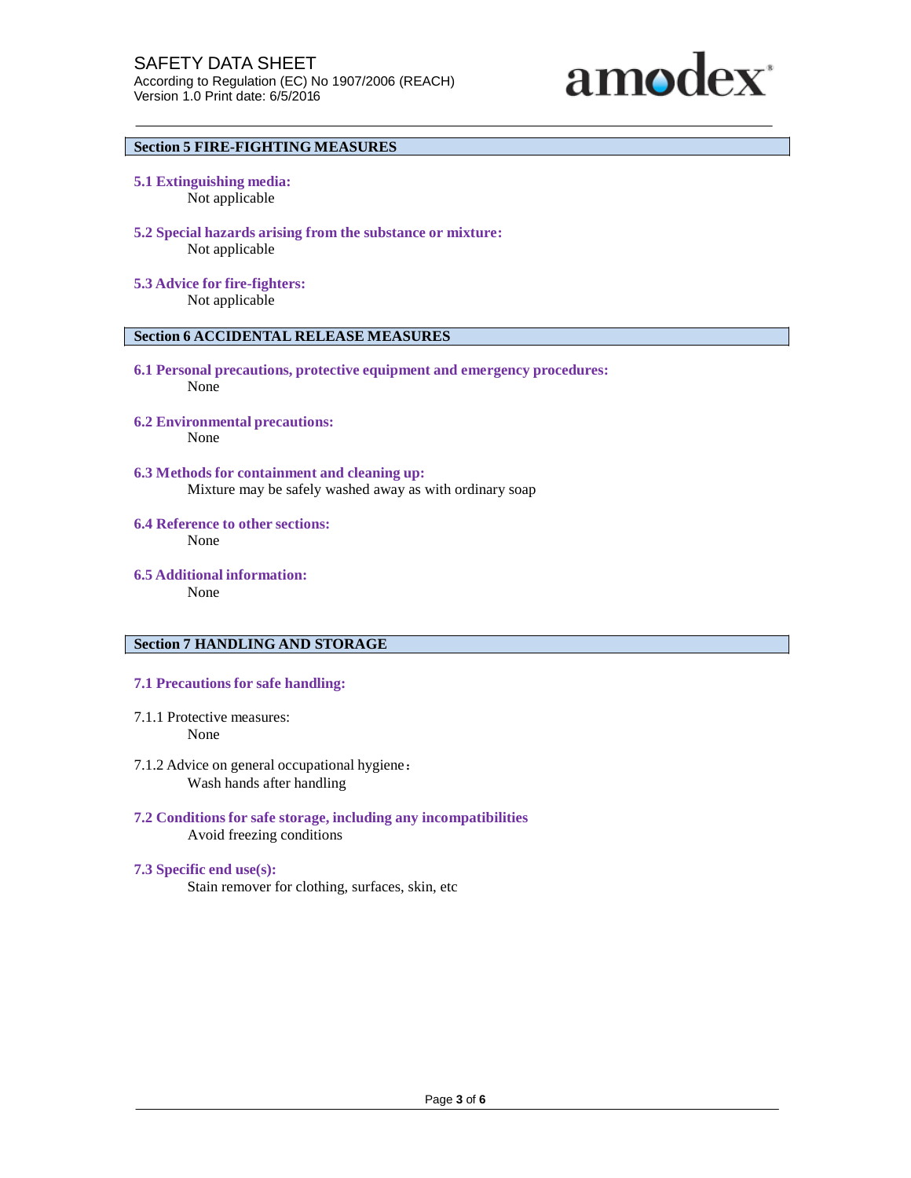## Section 5 FIRE-FIGHTING MEASURES

### 5.1 Extinguishing media:

Not applicable

### 5.2 Special hazards arising from the substance or mixture:

Not applicable

### 5.3 Advice for fire-fighters:

Not applicable

## Section 6 ACCIDENTAL RELEASE MEASURES

### 6.1 Personal precautions, protective equipment and emergency procedures:

None

### 6.2 Environmental precautions:

None

### 6.3 Methods for containment and cleaning up:

Mixture may be safely washed away as with ordinary soap

### 6.4 Reference to other sections:

None

### 6.5 Additional information:

None

## Section 7 HANDLING AND STORAGE

### 7.1 Precautions for safe handling:

7.1.1 Protective measures:

None

7.1.2 Advice on general occupational hygiene：

Wash hands after handling

### 7.2 Conditions for safe storage, including any incompatibilities

Avoid freezing conditions

### 7.3 Specific end use(s):

Stain remover for clothing, surfaces, skin, etc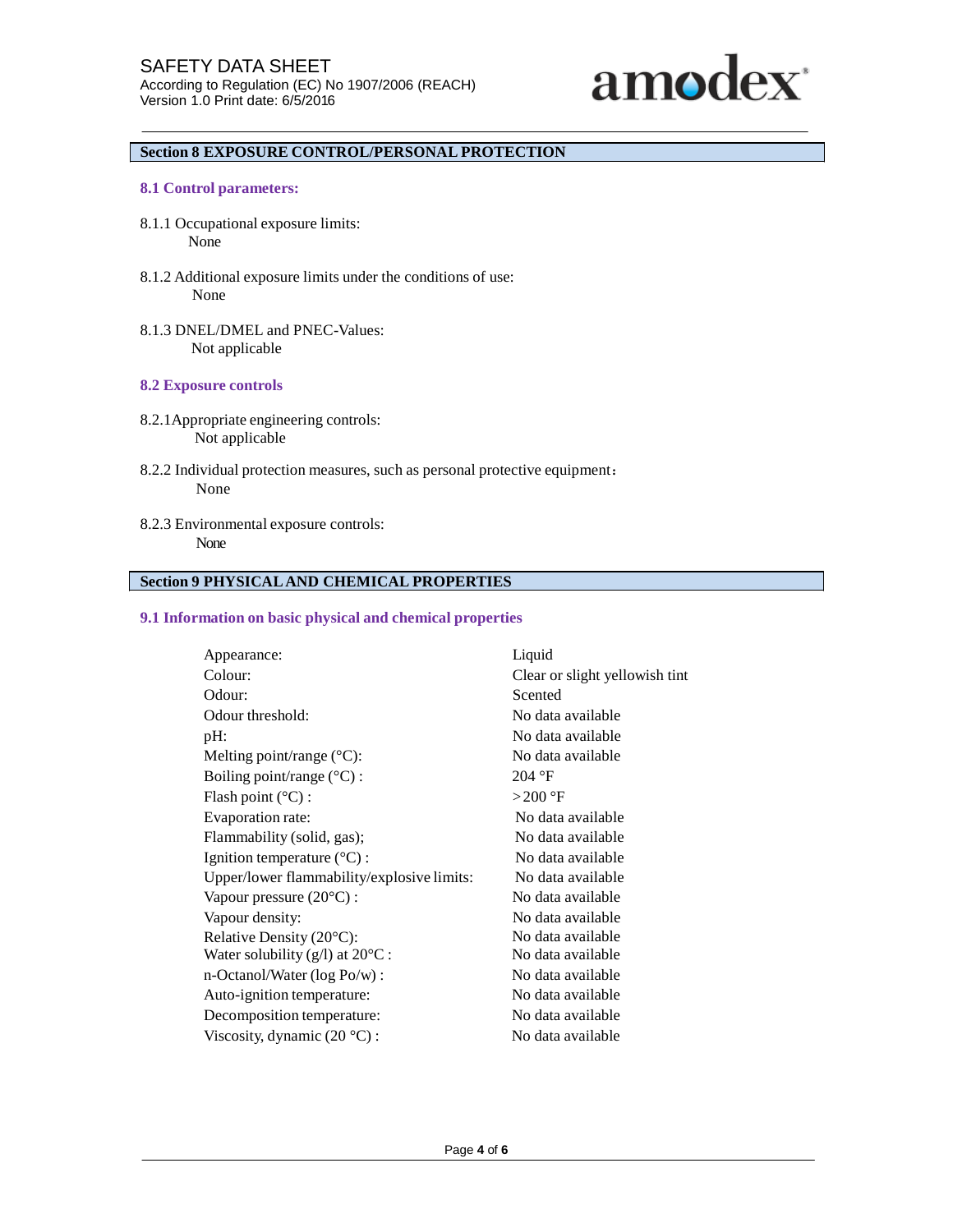## Section 8 EXPOSURE CONTROL/PERSONAL PROTECTION

### 8.1 Control parameters:

8.1.1 Occupational exposure limits:
None

8.1.2 Additional exposure limits under the conditions of use:
None

8.1.3 DNEL/DMEL and PNEC-Values:
Not applicable

### 8.2 Exposure controls

8.2.1Appropriate engineering controls:
Not applicable

8.2.2 Individual protection measures, such as personal protective equipment：
None

8.2.3 Environmental exposure controls:
None

## Section 9 PHYSICAL AND CHEMICAL PROPERTIES

### 9.1 Information on basic physical and chemical properties

| Property | Value |
|---|---|
| Appearance: | Liquid |
| Colour: | Clear or slight yellowish tint |
| Odour: | Scented |
| Odour threshold: | No data available |
| pH: | No data available |
| Melting point/range (°C): | No data available |
| Boiling point/range (°C) : | 204 °F |
| Flash point (°C) : | >200 °F |
| Evaporation rate: | No data available |
| Flammability (solid, gas); | No data available |
| Ignition temperature (°C) : | No data available |
| Upper/lower flammability/explosive limits: | No data available |
| Vapour pressure (20°C) : | No data available |
| Vapour density: | No data available |
| Relative Density (20°C): | No data available |
| Water solubility (g/l) at 20°C : | No data available |
| n-Octanol/Water (log Po/w) : | No data available |
| Auto-ignition temperature: | No data available |
| Decomposition temperature: | No data available |
| Viscosity, dynamic (20 °C) : | No data available |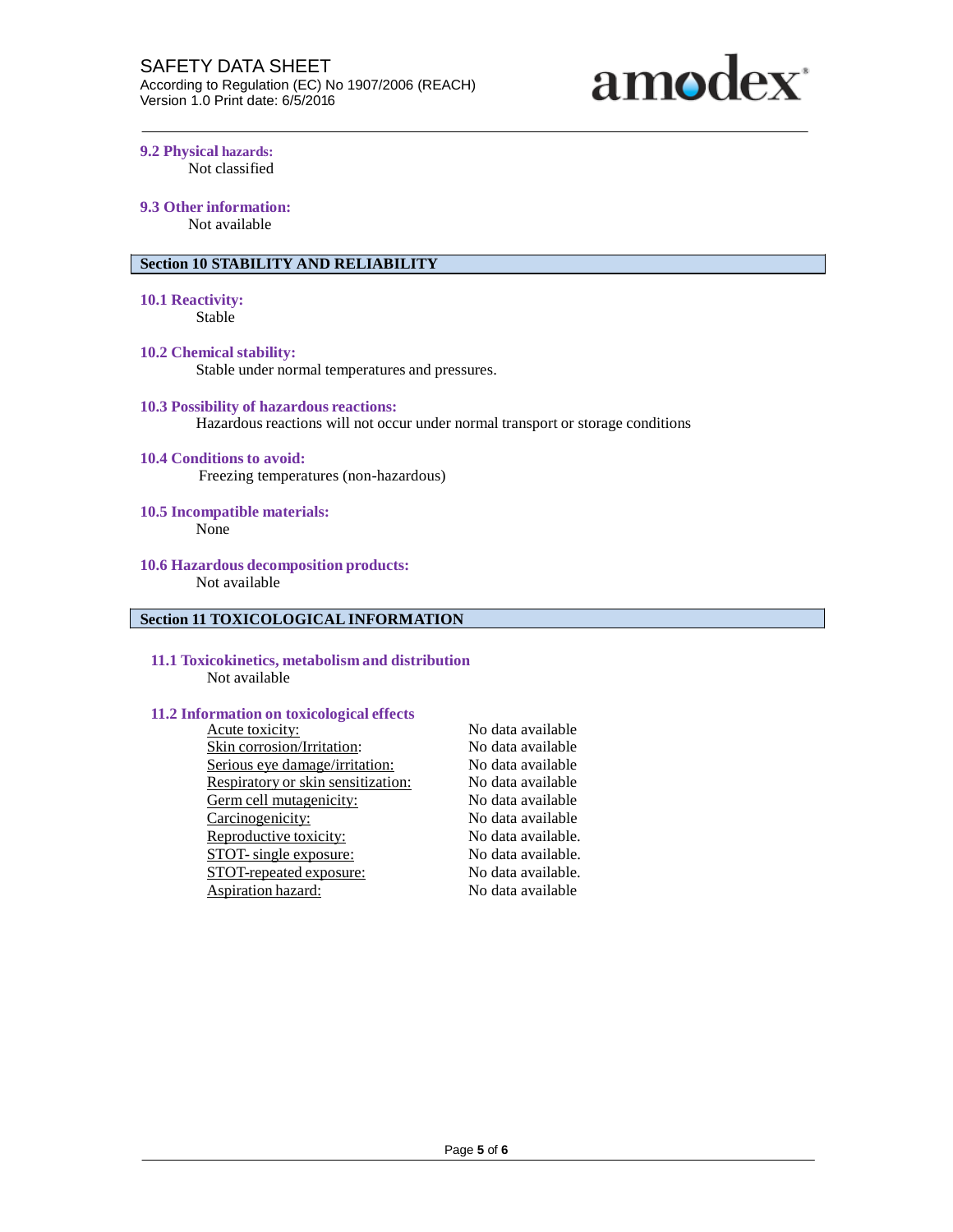### 9.2 Physical hazards:

Not classified

### 9.3 Other information:

Not available

## Section 10 STABILITY AND RELIABILITY

### 10.1 Reactivity:

Stable

### 10.2 Chemical stability:

Stable under normal temperatures and pressures.

### 10.3 Possibility of hazardous reactions:

Hazardous reactions will not occur under normal transport or storage conditions

### 10.4 Conditions to avoid:

Freezing temperatures (non-hazardous)

### 10.5 Incompatible materials:

None

### 10.6 Hazardous decomposition products:

Not available

## Section 11 TOXICOLOGICAL INFORMATION

### 11.1 Toxicokinetics, metabolism and distribution

Not available

### 11.2 Information on toxicological effects

| | |
|---|---|
| Acute toxicity: | No data available |
| Skin corrosion/Irritation: | No data available |
| Serious eye damage/irritation: | No data available |
| Respiratory or skin sensitization: | No data available |
| Germ cell mutagenicity: | No data available |
| Carcinogenicity: | No data available |
| Reproductive toxicity: | No data available. |
| STOT- single exposure: | No data available. |
| STOT-repeated exposure: | No data available. |
| Aspiration hazard: | No data available |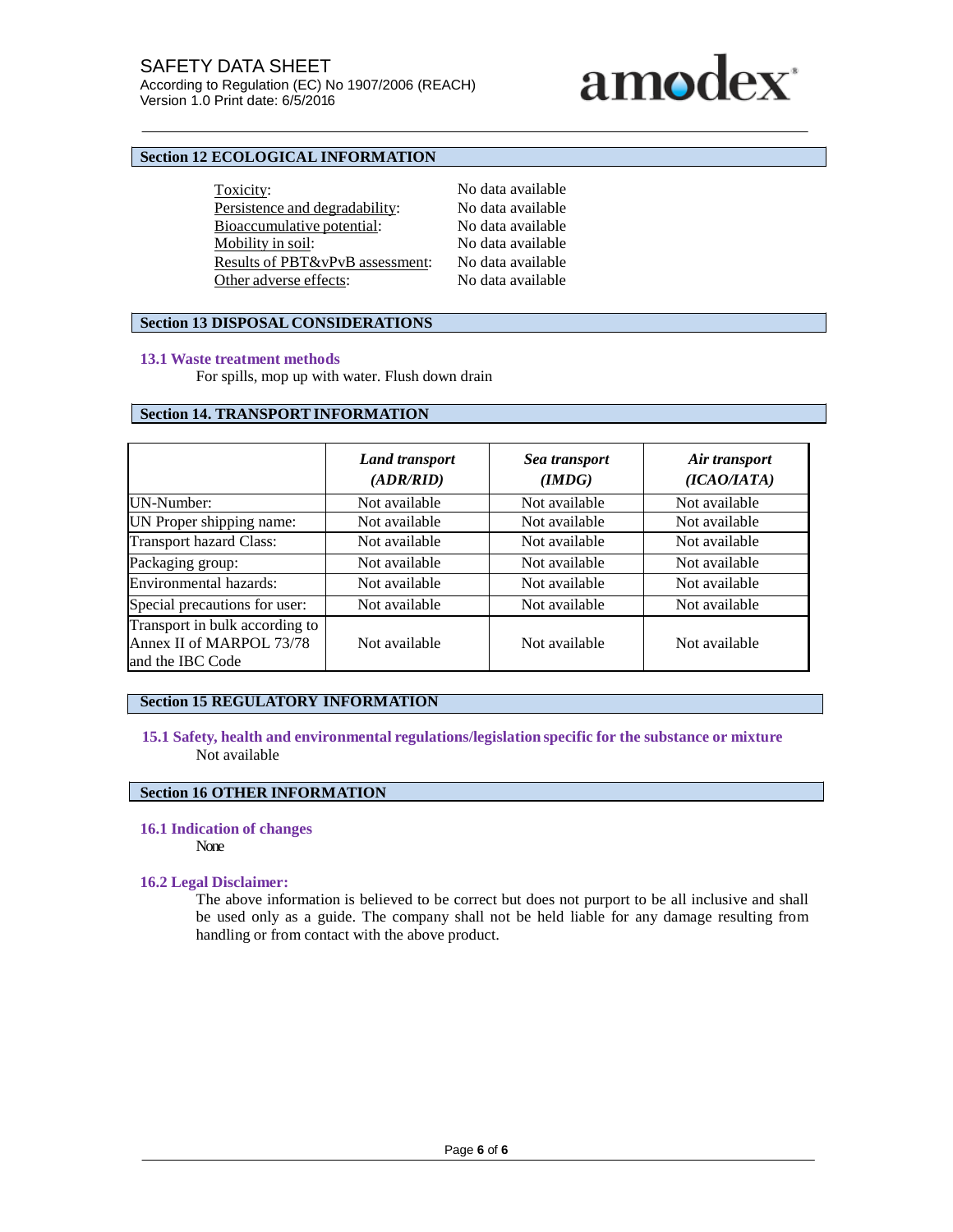## Section 12 ECOLOGICAL INFORMATION

| | |
|---|---|
| Toxicity: | No data available |
| Persistence and degradability: | No data available |
| Bioaccumulative potential: | No data available |
| Mobility in soil: | No data available |
| Results of PBT&vPvB assessment: | No data available |
| Other adverse effects: | No data available |

## Section 13 DISPOSAL CONSIDERATIONS

### 13.1 Waste treatment methods

For spills, mop up with water. Flush down drain

## Section 14. TRANSPORT INFORMATION

| | *Land transport (ADR/RID)* | *Sea transport (IMDG)* | *Air transport (ICAO/IATA)* |
|---|---|---|---|
| UN-Number: | Not available | Not available | Not available |
| UN Proper shipping name: | Not available | Not available | Not available |
| Transport hazard Class: | Not available | Not available | Not available |
| Packaging group: | Not available | Not available | Not available |
| Environmental hazards: | Not available | Not available | Not available |
| Special precautions for user: | Not available | Not available | Not available |
| Transport in bulk according to Annex II of MARPOL 73/78 and the IBC Code | Not available | Not available | Not available |

## Section 15 REGULATORY INFORMATION

### 15.1 Safety, health and environmental regulations/legislation specific for the substance or mixture

Not available

## Section 16 OTHER INFORMATION

### 16.1 Indication of changes

None

### 16.2 Legal Disclaimer:

The above information is believed to be correct but does not purport to be all inclusive and shall be used only as a guide. The company shall not be held liable for any damage resulting from handling or from contact with the above product.